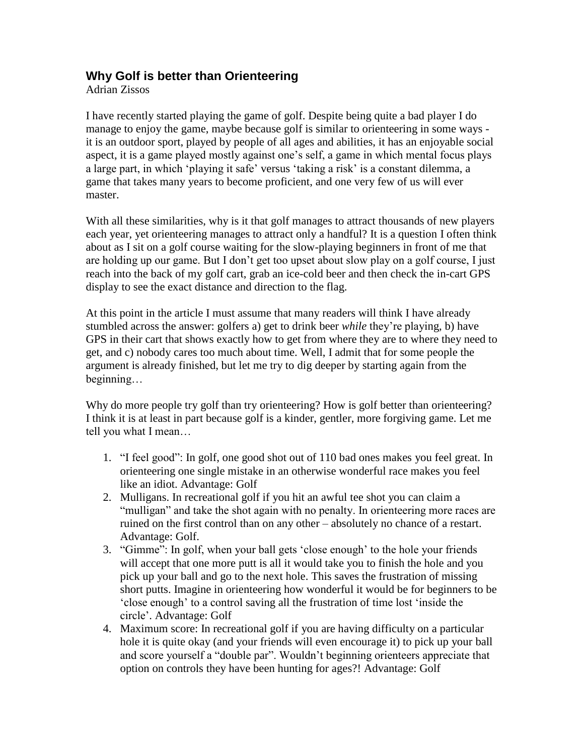## Why Golf is better than Orienteering

Adrian Zissos

I have recently started playing the game of golf. Despite being quite a bad player I do manage to enjoy the game, maybe because golf is similar to orienteering in some ways - it is an outdoor sport, played by people of all ages and abilities, it has an enjoyable social aspect, it is a game played mostly against one's self, a game in which mental focus plays a large part, in which 'playing it safe' versus 'taking a risk' is a constant dilemma, a game that takes many years to become proficient, and one very few of us will ever master.

With all these similarities, why is it that golf manages to attract thousands of new players each year, yet orienteering manages to attract only a handful? It is a question I often think about as I sit on a golf course waiting for the slow-playing beginners in front of me that are holding up our game. But I don't get too upset about slow play on a golf course, I just reach into the back of my golf cart, grab an ice-cold beer and then check the in-cart GPS display to see the exact distance and direction to the flag.

At this point in the article I must assume that many readers will think I have already stumbled across the answer: golfers a) get to drink beer *while* they're playing, b) have GPS in their cart that shows exactly how to get from where they are to where they need to get, and c) nobody cares too much about time. Well, I admit that for some people the argument is already finished, but let me try to dig deeper by starting again from the beginning…

Why do more people try golf than try orienteering? How is golf better than orienteering? I think it is at least in part because golf is a kinder, gentler, more forgiving game. Let me tell you what I mean…

1. "I feel good": In golf, one good shot out of 110 bad ones makes you feel great. In orienteering one single mistake in an otherwise wonderful race makes you feel like an idiot. Advantage: Golf
2. Mulligans. In recreational golf if you hit an awful tee shot you can claim a "mulligan" and take the shot again with no penalty. In orienteering more races are ruined on the first control than on any other – absolutely no chance of a restart. Advantage: Golf.
3. "Gimme": In golf, when your ball gets 'close enough' to the hole your friends will accept that one more putt is all it would take you to finish the hole and you pick up your ball and go to the next hole. This saves the frustration of missing short putts. Imagine in orienteering how wonderful it would be for beginners to be 'close enough' to a control saving all the frustration of time lost 'inside the circle'. Advantage: Golf
4. Maximum score: In recreational golf if you are having difficulty on a particular hole it is quite okay (and your friends will even encourage it) to pick up your ball and score yourself a "double par". Wouldn't beginning orienteers appreciate that option on controls they have been hunting for ages?! Advantage: Golf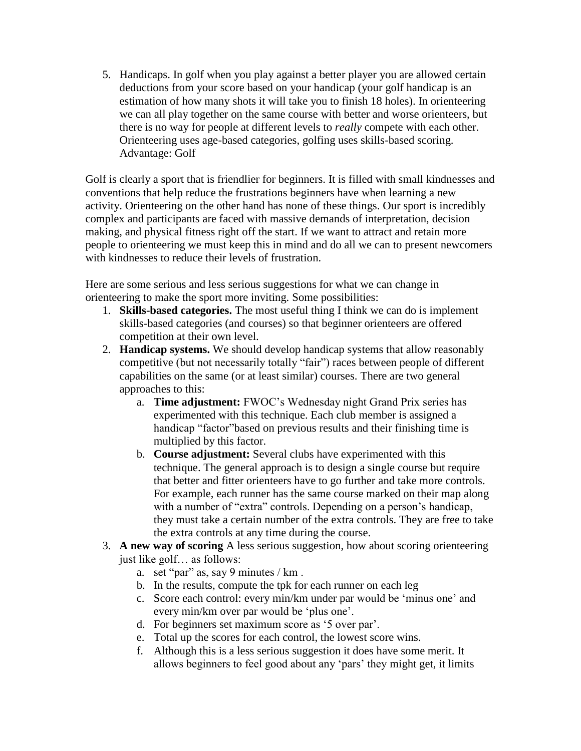5. Handicaps. In golf when you play against a better player you are allowed certain deductions from your score based on your handicap (your golf handicap is an estimation of how many shots it will take you to finish 18 holes). In orienteering we can all play together on the same course with better and worse orienteers, but there is no way for people at different levels to *really* compete with each other. Orienteering uses age-based categories, golfing uses skills-based scoring. Advantage: Golf

Golf is clearly a sport that is friendlier for beginners. It is filled with small kindnesses and conventions that help reduce the frustrations beginners have when learning a new activity. Orienteering on the other hand has none of these things. Our sport is incredibly complex and participants are faced with massive demands of interpretation, decision making, and physical fitness right off the start. If we want to attract and retain more people to orienteering we must keep this in mind and do all we can to present newcomers with kindnesses to reduce their levels of frustration.

Here are some serious and less serious suggestions for what we can change in orienteering to make the sport more inviting. Some possibilities:

1. **Skills-based categories.** The most useful thing I think we can do is implement skills-based categories (and courses) so that beginner orienteers are offered competition at their own level.
2. **Handicap systems.** We should develop handicap systems that allow reasonably competitive (but not necessarily totally "fair") races between people of different capabilities on the same (or at least similar) courses. There are two general approaches to this:
   a. **Time adjustment:** FWOC's Wednesday night Grand Prix series has experimented with this technique. Each club member is assigned a handicap "factor"based on previous results and their finishing time is multiplied by this factor.
   b. **Course adjustment:** Several clubs have experimented with this technique. The general approach is to design a single course but require that better and fitter orienteers have to go further and take more controls. For example, each runner has the same course marked on their map along with a number of "extra" controls. Depending on a person's handicap, they must take a certain number of the extra controls. They are free to take the extra controls at any time during the course.
3. **A new way of scoring** A less serious suggestion, how about scoring orienteering just like golf… as follows:
   a. set "par" as, say 9 minutes / km .
   b. In the results, compute the tpk for each runner on each leg
   c. Score each control: every min/km under par would be 'minus one' and every min/km over par would be 'plus one'.
   d. For beginners set maximum score as '5 over par'.
   e. Total up the scores for each control, the lowest score wins.
   f. Although this is a less serious suggestion it does have some merit. It allows beginners to feel good about any 'pars' they might get, it limits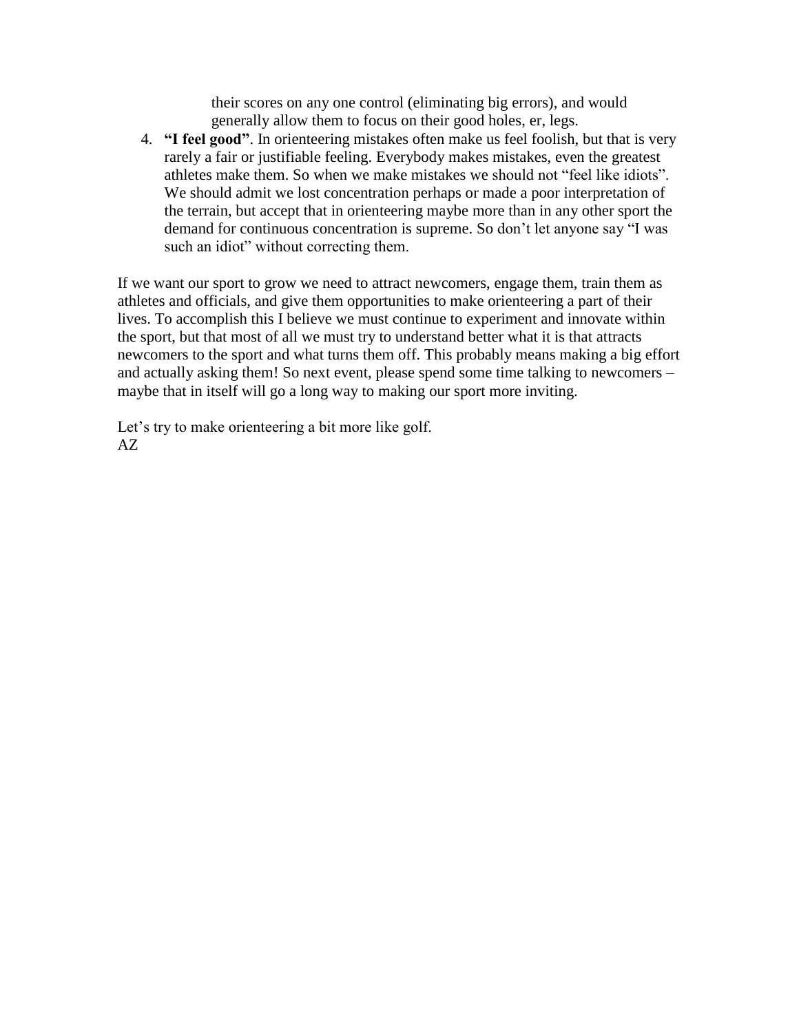their scores on any one control (eliminating big errors), and would generally allow them to focus on their good holes, er, legs.

4. **"I feel good"**. In orienteering mistakes often make us feel foolish, but that is very rarely a fair or justifiable feeling. Everybody makes mistakes, even the greatest athletes make them. So when we make mistakes we should not "feel like idiots". We should admit we lost concentration perhaps or made a poor interpretation of the terrain, but accept that in orienteering maybe more than in any other sport the demand for continuous concentration is supreme. So don't let anyone say "I was such an idiot" without correcting them.

If we want our sport to grow we need to attract newcomers, engage them, train them as athletes and officials, and give them opportunities to make orienteering a part of their lives. To accomplish this I believe we must continue to experiment and innovate within the sport, but that most of all we must try to understand better what it is that attracts newcomers to the sport and what turns them off. This probably means making a big effort and actually asking them! So next event, please spend some time talking to newcomers – maybe that in itself will go a long way to making our sport more inviting.

Let's try to make orienteering a bit more like golf.
AZ